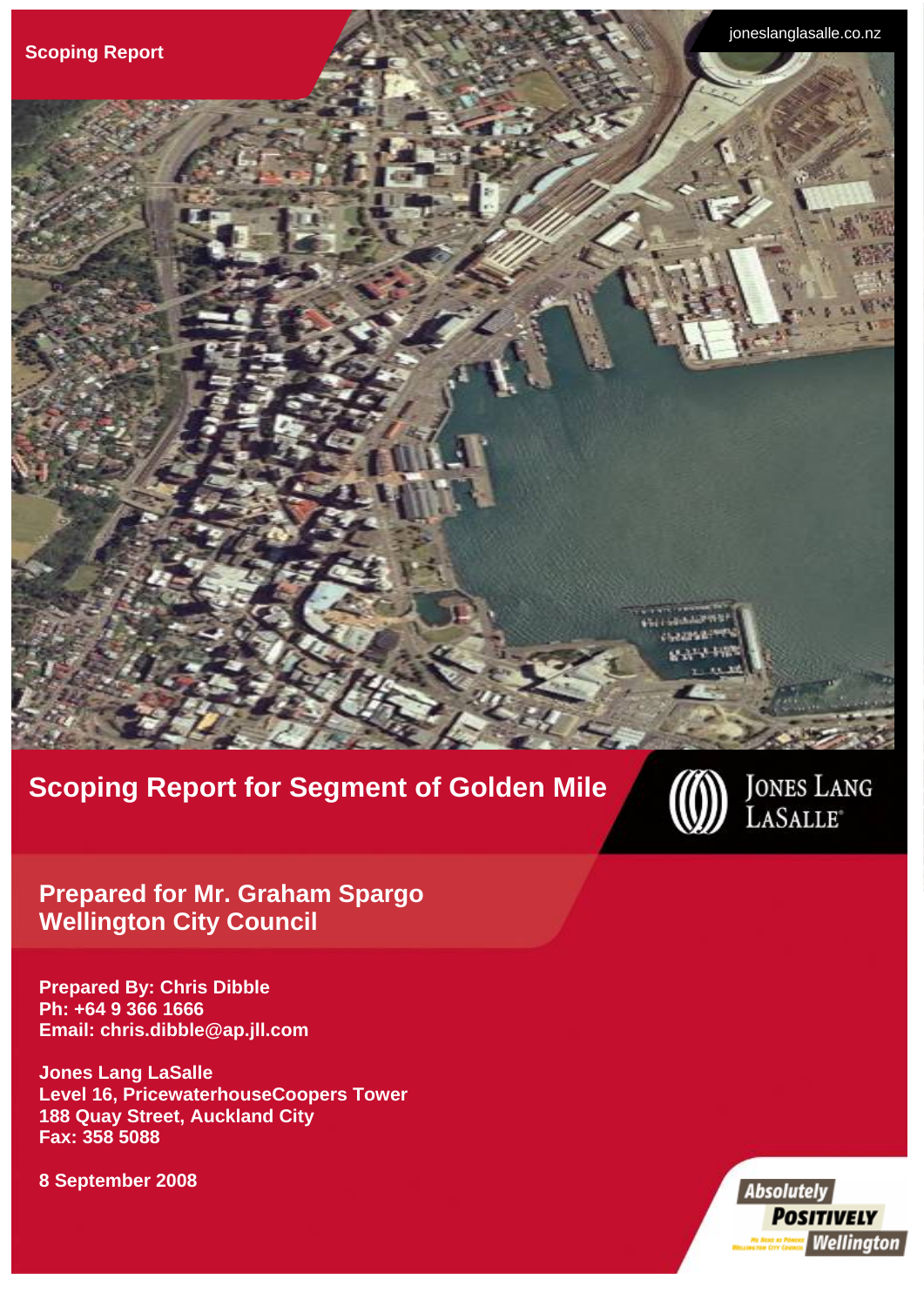Scoping Report

joneslanglasalle.co.nz

# Scoping Report for Segment of Golden Mile

Jones Lang LaSalle

## Prepared for Mr. Graham Spargo
## Wellington City Council

**Prepared By: Chris Dibble**
**Ph: +64 9 366 1666**
**Email: chris.dibble@ap.jll.com**

**Jones Lang LaSalle**
**Level 16, PricewaterhouseCoopers Tower**
**188 Quay Street, Auckland City**
**Fax: 358 5088**

**8 September 2008**

Absolutely Positively Wellington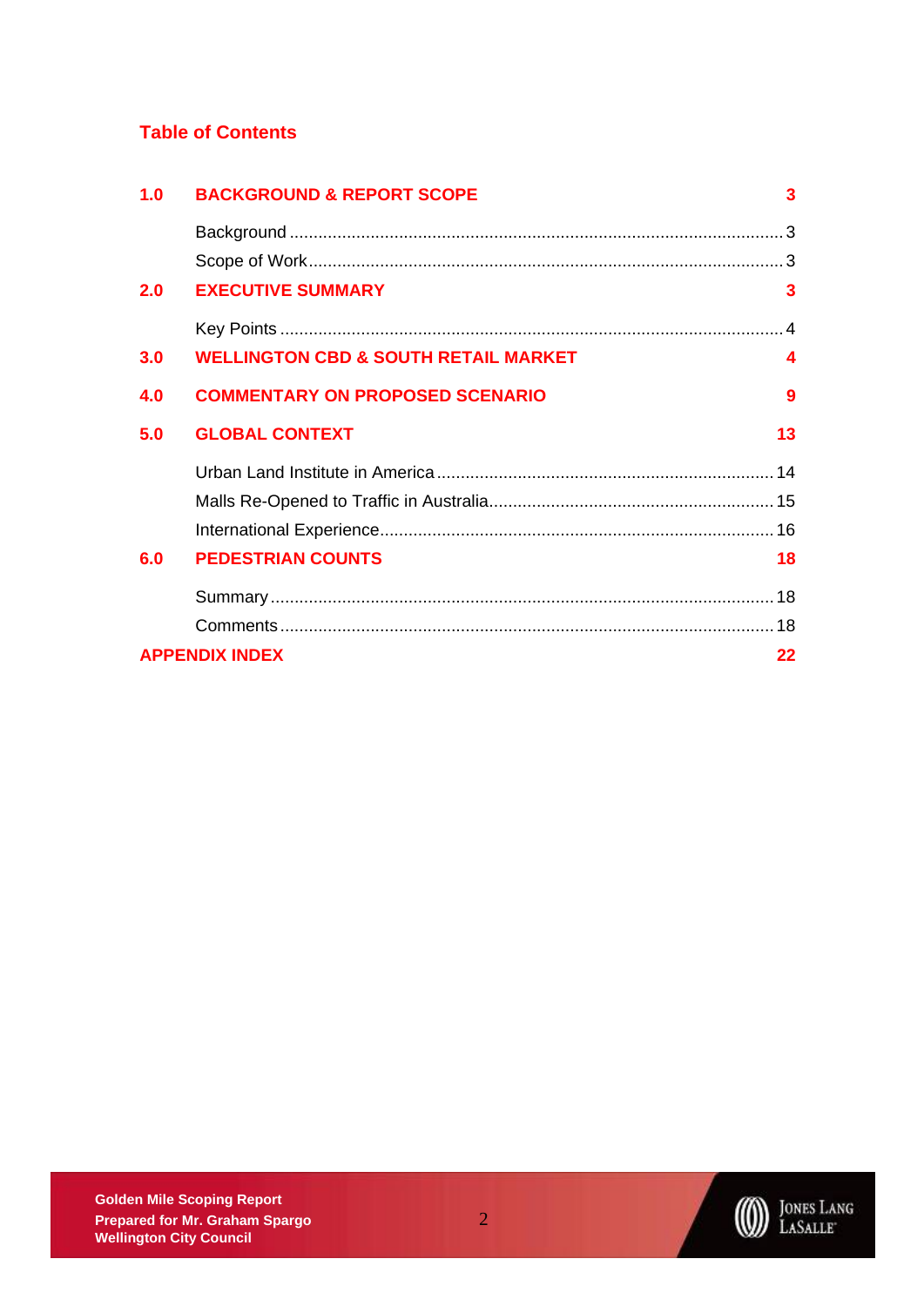## Table of Contents

| | | |
|---|---|---|
| **1.0** | **BACKGROUND & REPORT SCOPE** | **3** |
| | Background | 3 |
| | Scope of Work | 3 |
| **2.0** | **EXECUTIVE SUMMARY** | **3** |
| | Key Points | 4 |
| **3.0** | **WELLINGTON CBD & SOUTH RETAIL MARKET** | **4** |
| **4.0** | **COMMENTARY ON PROPOSED SCENARIO** | **9** |
| **5.0** | **GLOBAL CONTEXT** | **13** |
| | Urban Land Institute in America | 14 |
| | Malls Re-Opened to Traffic in Australia | 15 |
| | International Experience | 16 |
| **6.0** | **PEDESTRIAN COUNTS** | **18** |
| | Summary | 18 |
| | Comments | 18 |
| **APPENDIX INDEX** | | **22** |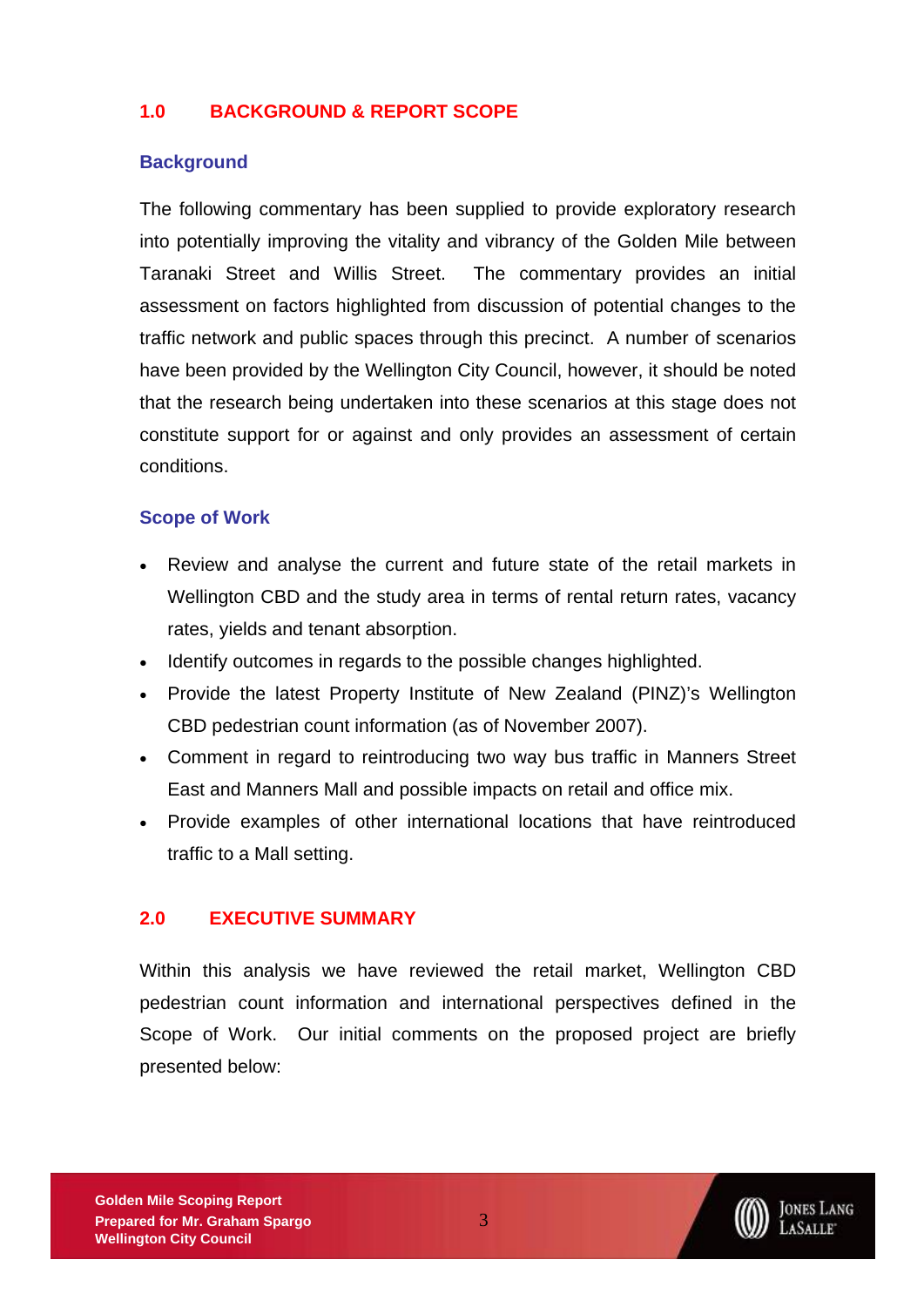## 1.0 BACKGROUND & REPORT SCOPE

### Background

The following commentary has been supplied to provide exploratory research into potentially improving the vitality and vibrancy of the Golden Mile between Taranaki Street and Willis Street. The commentary provides an initial assessment on factors highlighted from discussion of potential changes to the traffic network and public spaces through this precinct. A number of scenarios have been provided by the Wellington City Council, however, it should be noted that the research being undertaken into these scenarios at this stage does not constitute support for or against and only provides an assessment of certain conditions.

### Scope of Work

- Review and analyse the current and future state of the retail markets in Wellington CBD and the study area in terms of rental return rates, vacancy rates, yields and tenant absorption.
- Identify outcomes in regards to the possible changes highlighted.
- Provide the latest Property Institute of New Zealand (PINZ)'s Wellington CBD pedestrian count information (as of November 2007).
- Comment in regard to reintroducing two way bus traffic in Manners Street East and Manners Mall and possible impacts on retail and office mix.
- Provide examples of other international locations that have reintroduced traffic to a Mall setting.

## 2.0 EXECUTIVE SUMMARY

Within this analysis we have reviewed the retail market, Wellington CBD pedestrian count information and international perspectives defined in the Scope of Work. Our initial comments on the proposed project are briefly presented below: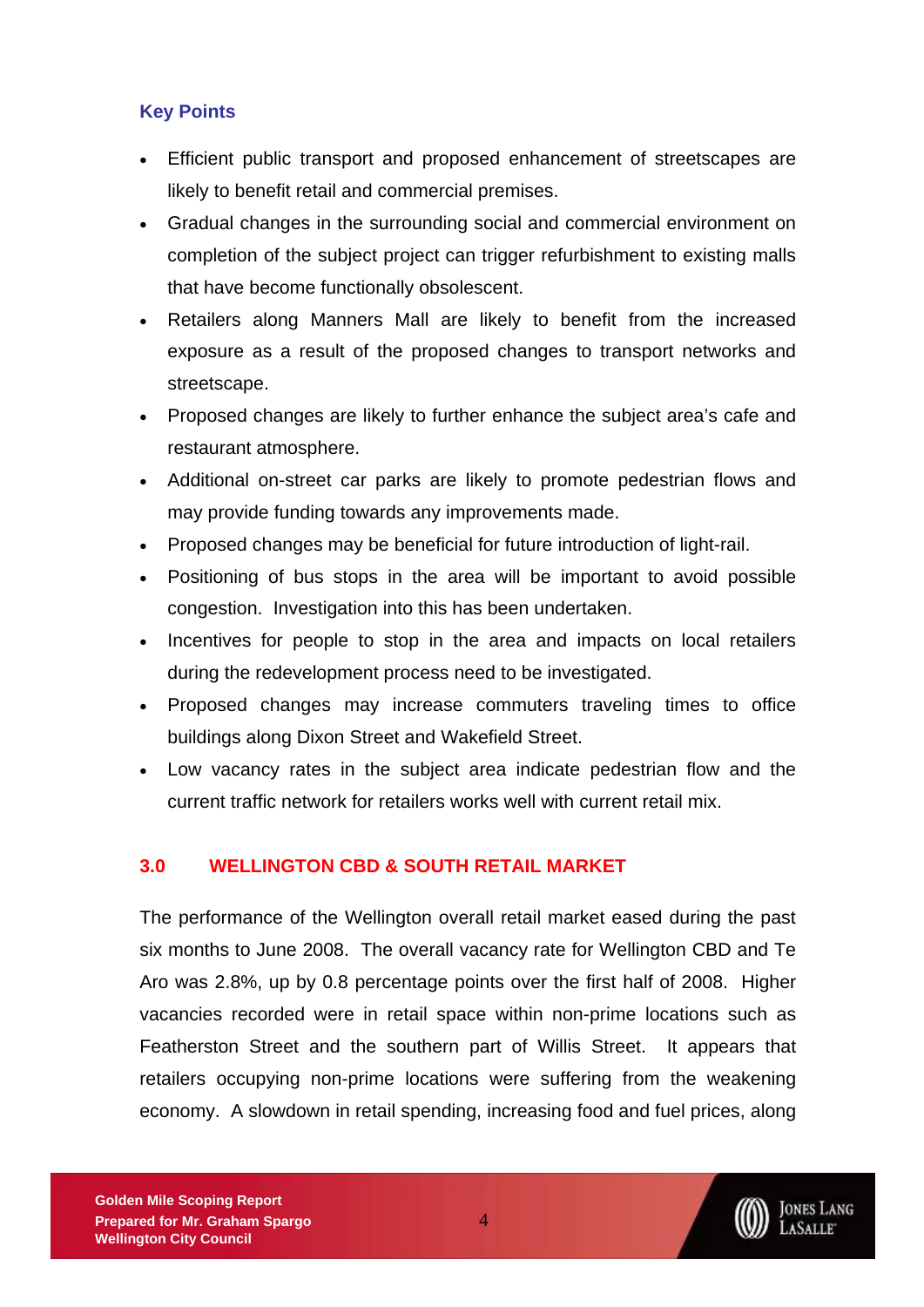### Key Points

- Efficient public transport and proposed enhancement of streetscapes are likely to benefit retail and commercial premises.
- Gradual changes in the surrounding social and commercial environment on completion of the subject project can trigger refurbishment to existing malls that have become functionally obsolescent.
- Retailers along Manners Mall are likely to benefit from the increased exposure as a result of the proposed changes to transport networks and streetscape.
- Proposed changes are likely to further enhance the subject area's cafe and restaurant atmosphere.
- Additional on-street car parks are likely to promote pedestrian flows and may provide funding towards any improvements made.
- Proposed changes may be beneficial for future introduction of light-rail.
- Positioning of bus stops in the area will be important to avoid possible congestion. Investigation into this has been undertaken.
- Incentives for people to stop in the area and impacts on local retailers during the redevelopment process need to be investigated.
- Proposed changes may increase commuters traveling times to office buildings along Dixon Street and Wakefield Street.
- Low vacancy rates in the subject area indicate pedestrian flow and the current traffic network for retailers works well with current retail mix.

## 3.0 WELLINGTON CBD & SOUTH RETAIL MARKET

The performance of the Wellington overall retail market eased during the past six months to June 2008. The overall vacancy rate for Wellington CBD and Te Aro was 2.8%, up by 0.8 percentage points over the first half of 2008. Higher vacancies recorded were in retail space within non-prime locations such as Featherston Street and the southern part of Willis Street. It appears that retailers occupying non-prime locations were suffering from the weakening economy. A slowdown in retail spending, increasing food and fuel prices, along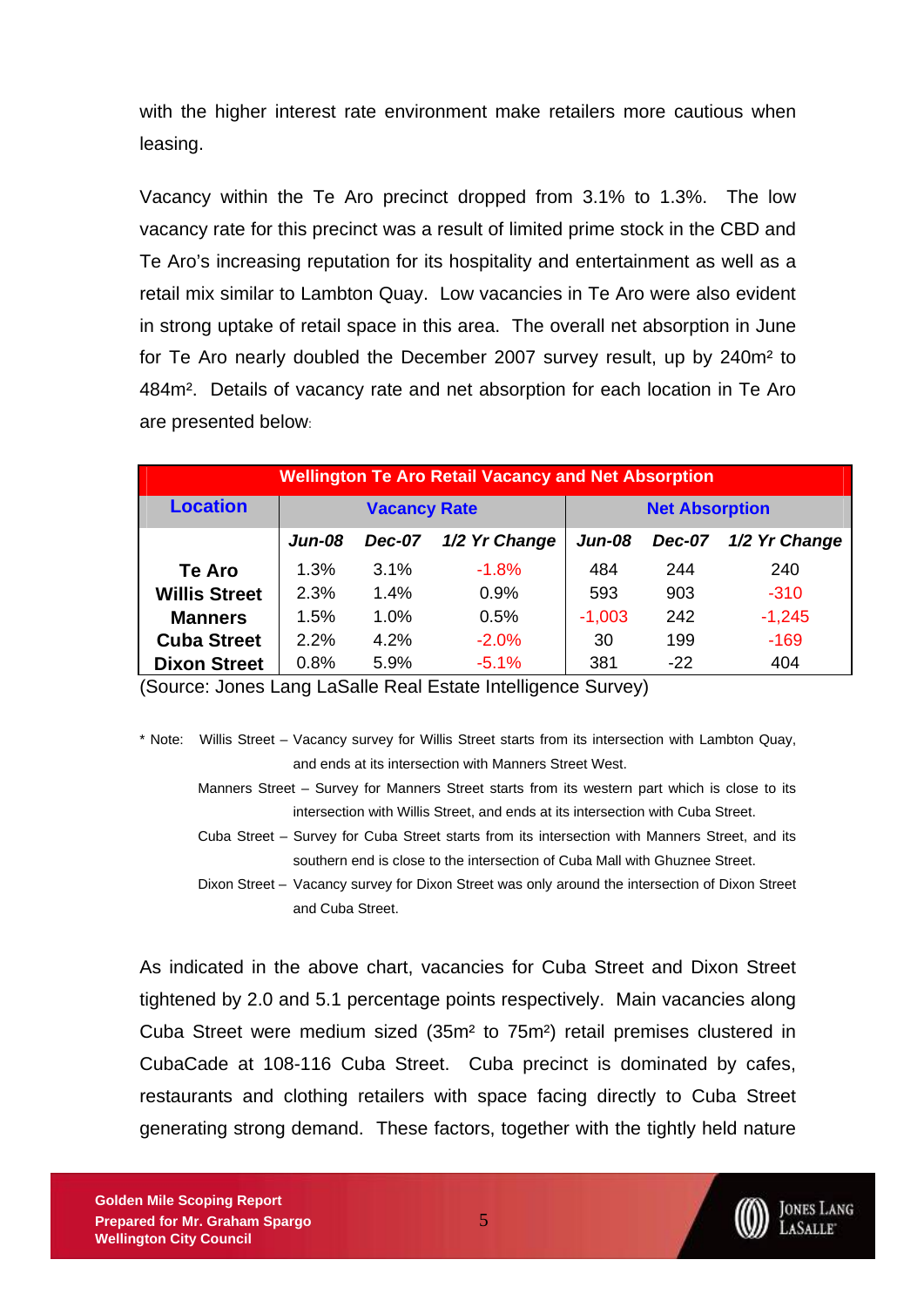with the higher interest rate environment make retailers more cautious when leasing.

Vacancy within the Te Aro precinct dropped from 3.1% to 1.3%. The low vacancy rate for this precinct was a result of limited prime stock in the CBD and Te Aro's increasing reputation for its hospitality and entertainment as well as a retail mix similar to Lambton Quay. Low vacancies in Te Aro were also evident in strong uptake of retail space in this area. The overall net absorption in June for Te Aro nearly doubled the December 2007 survey result, up by 240m² to 484m². Details of vacancy rate and net absorption for each location in Te Aro are presented below:

**Wellington Te Aro Retail Vacancy and Net Absorption**

| Location | Vacancy Rate | | | Net Absorption | | |
|---|---|---|---|---|---|---|
| | *Jun-08* | *Dec-07* | *1/2 Yr Change* | *Jun-08* | *Dec-07* | *1/2 Yr Change* |
| **Te Aro** | 1.3% | 3.1% | -1.8% | 484 | 244 | 240 |
| **Willis Street** | 2.3% | 1.4% | 0.9% | 593 | 903 | -310 |
| **Manners** | 1.5% | 1.0% | 0.5% | -1,003 | 242 | -1,245 |
| **Cuba Street** | 2.2% | 4.2% | -2.0% | 30 | 199 | -169 |
| **Dixon Street** | 0.8% | 5.9% | -5.1% | 381 | -22 | 404 |

(Source: Jones Lang LaSalle Real Estate Intelligence Survey)

\* Note: Willis Street – Vacancy survey for Willis Street starts from its intersection with Lambton Quay, and ends at its intersection with Manners Street West.
Manners Street – Survey for Manners Street starts from its western part which is close to its intersection with Willis Street, and ends at its intersection with Cuba Street.
Cuba Street – Survey for Cuba Street starts from its intersection with Manners Street, and its southern end is close to the intersection of Cuba Mall with Ghuznee Street.
Dixon Street – Vacancy survey for Dixon Street was only around the intersection of Dixon Street and Cuba Street.

As indicated in the above chart, vacancies for Cuba Street and Dixon Street tightened by 2.0 and 5.1 percentage points respectively. Main vacancies along Cuba Street were medium sized (35m² to 75m²) retail premises clustered in CubaCade at 108-116 Cuba Street. Cuba precinct is dominated by cafes, restaurants and clothing retailers with space facing directly to Cuba Street generating strong demand. These factors, together with the tightly held nature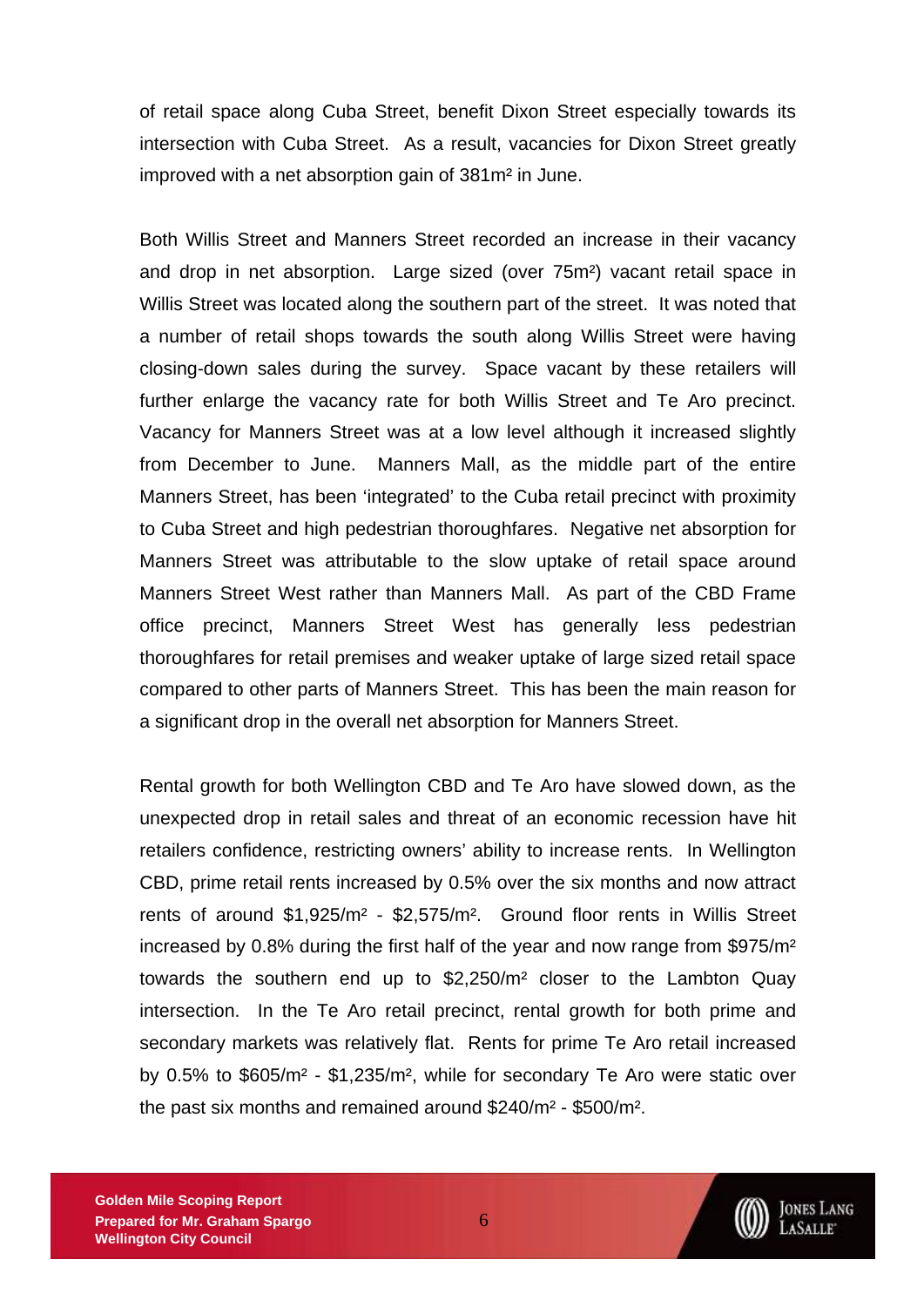of retail space along Cuba Street, benefit Dixon Street especially towards its intersection with Cuba Street. As a result, vacancies for Dixon Street greatly improved with a net absorption gain of $381m^2$ in June.

Both Willis Street and Manners Street recorded an increase in their vacancy and drop in net absorption. Large sized (over $75m^2$) vacant retail space in Willis Street was located along the southern part of the street. It was noted that a number of retail shops towards the south along Willis Street were having closing-down sales during the survey. Space vacant by these retailers will further enlarge the vacancy rate for both Willis Street and Te Aro precinct. Vacancy for Manners Street was at a low level although it increased slightly from December to June. Manners Mall, as the middle part of the entire Manners Street, has been 'integrated' to the Cuba retail precinct with proximity to Cuba Street and high pedestrian thoroughfares. Negative net absorption for Manners Street was attributable to the slow uptake of retail space around Manners Street West rather than Manners Mall. As part of the CBD Frame office precinct, Manners Street West has generally less pedestrian thoroughfares for retail premises and weaker uptake of large sized retail space compared to other parts of Manners Street. This has been the main reason for a significant drop in the overall net absorption for Manners Street.

Rental growth for both Wellington CBD and Te Aro have slowed down, as the unexpected drop in retail sales and threat of an economic recession have hit retailers confidence, restricting owners' ability to increase rents. In Wellington CBD, prime retail rents increased by 0.5% over the six months and now attract rents of around $\$1,925/m^2$ - $\$2,575/m^2$. Ground floor rents in Willis Street increased by 0.8% during the first half of the year and now range from $\$975/m^2$ towards the southern end up to $\$2,250/m^2$ closer to the Lambton Quay intersection. In the Te Aro retail precinct, rental growth for both prime and secondary markets was relatively flat. Rents for prime Te Aro retail increased by 0.5% to $\$605/m^2$ - $\$1,235/m^2$, while for secondary Te Aro were static over the past six months and remained around $\$240/m^2$ - $\$500/m^2$.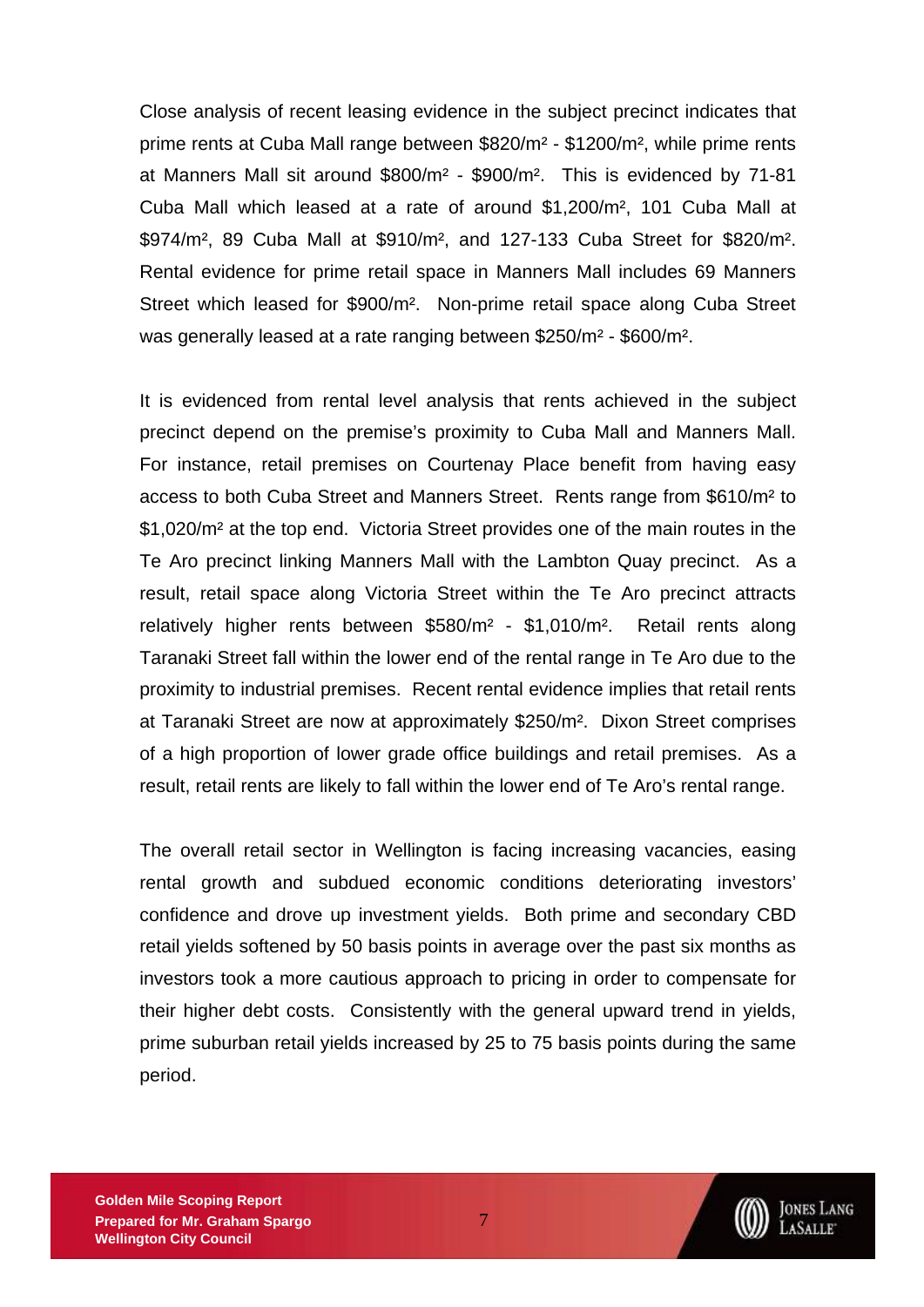Close analysis of recent leasing evidence in the subject precinct indicates that prime rents at Cuba Mall range between $820/m² - $1200/m², while prime rents at Manners Mall sit around $800/m² - $900/m². This is evidenced by 71-81 Cuba Mall which leased at a rate of around $1,200/m², 101 Cuba Mall at $974/m², 89 Cuba Mall at $910/m², and 127-133 Cuba Street for $820/m². Rental evidence for prime retail space in Manners Mall includes 69 Manners Street which leased for $900/m². Non-prime retail space along Cuba Street was generally leased at a rate ranging between $250/m² - $600/m².

It is evidenced from rental level analysis that rents achieved in the subject precinct depend on the premise's proximity to Cuba Mall and Manners Mall. For instance, retail premises on Courtenay Place benefit from having easy access to both Cuba Street and Manners Street. Rents range from $610/m² to $1,020/m² at the top end. Victoria Street provides one of the main routes in the Te Aro precinct linking Manners Mall with the Lambton Quay precinct. As a result, retail space along Victoria Street within the Te Aro precinct attracts relatively higher rents between $580/m² - $1,010/m². Retail rents along Taranaki Street fall within the lower end of the rental range in Te Aro due to the proximity to industrial premises. Recent rental evidence implies that retail rents at Taranaki Street are now at approximately $250/m². Dixon Street comprises of a high proportion of lower grade office buildings and retail premises. As a result, retail rents are likely to fall within the lower end of Te Aro's rental range.

The overall retail sector in Wellington is facing increasing vacancies, easing rental growth and subdued economic conditions deteriorating investors' confidence and drove up investment yields. Both prime and secondary CBD retail yields softened by 50 basis points in average over the past six months as investors took a more cautious approach to pricing in order to compensate for their higher debt costs. Consistently with the general upward trend in yields, prime suburban retail yields increased by 25 to 75 basis points during the same period.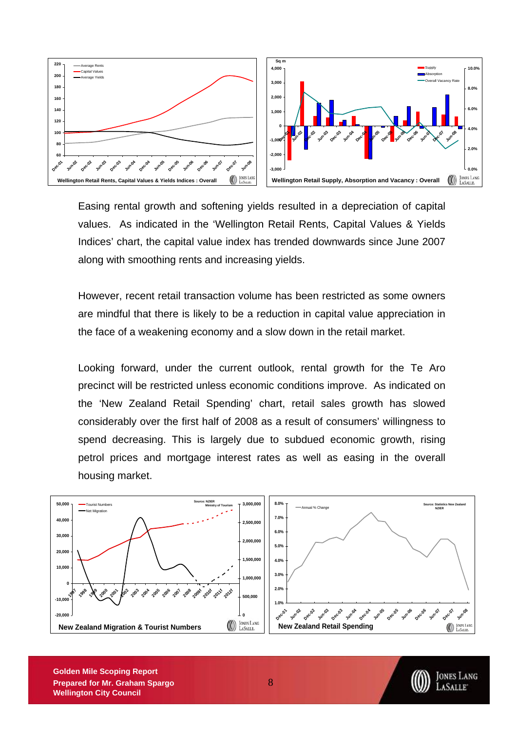Wellington Retail Rents, Capital Values & Yields Indices : Overall

Wellington Retail Supply, Absorption and Vacancy : Overall

Easing rental growth and softening yields resulted in a depreciation of capital values. As indicated in the 'Wellington Retail Rents, Capital Values & Yields Indices' chart, the capital value index has trended downwards since June 2007 along with smoothing rents and increasing yields.

However, recent retail transaction volume has been restricted as some owners are mindful that there is likely to be a reduction in capital value appreciation in the face of a weakening economy and a slow down in the retail market.

Looking forward, under the current outlook, rental growth for the Te Aro precinct will be restricted unless economic conditions improve. As indicated on the 'New Zealand Retail Spending' chart, retail sales growth has slowed considerably over the first half of 2008 as a result of consumers' willingness to spend decreasing. This is largely due to subdued economic growth, rising petrol prices and mortgage interest rates as well as easing in the overall housing market.

New Zealand Migration & Tourist Numbers

New Zealand Retail Spending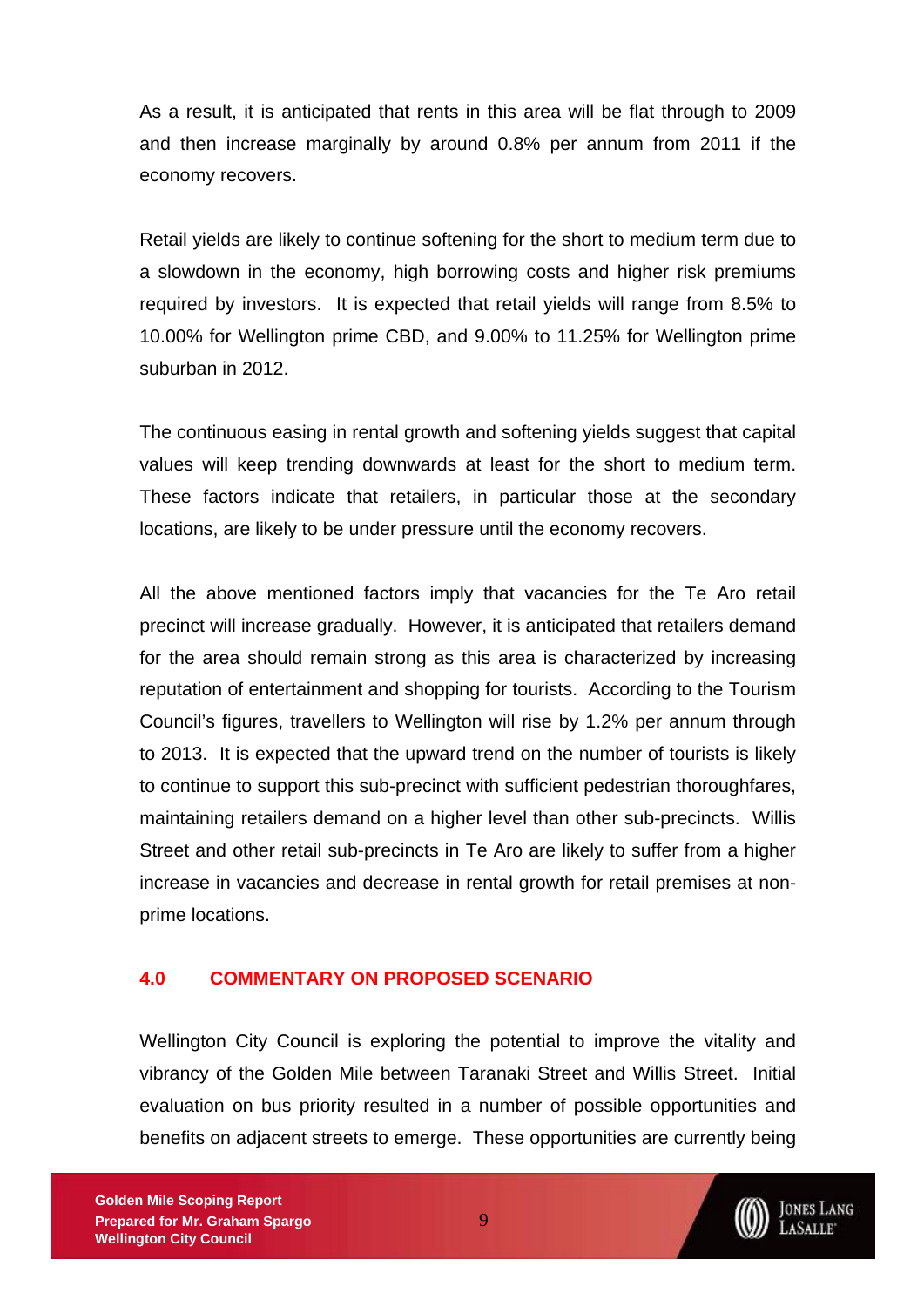As a result, it is anticipated that rents in this area will be flat through to 2009 and then increase marginally by around 0.8% per annum from 2011 if the economy recovers.

Retail yields are likely to continue softening for the short to medium term due to a slowdown in the economy, high borrowing costs and higher risk premiums required by investors. It is expected that retail yields will range from 8.5% to 10.00% for Wellington prime CBD, and 9.00% to 11.25% for Wellington prime suburban in 2012.

The continuous easing in rental growth and softening yields suggest that capital values will keep trending downwards at least for the short to medium term. These factors indicate that retailers, in particular those at the secondary locations, are likely to be under pressure until the economy recovers.

All the above mentioned factors imply that vacancies for the Te Aro retail precinct will increase gradually. However, it is anticipated that retailers demand for the area should remain strong as this area is characterized by increasing reputation of entertainment and shopping for tourists. According to the Tourism Council's figures, travellers to Wellington will rise by 1.2% per annum through to 2013. It is expected that the upward trend on the number of tourists is likely to continue to support this sub-precinct with sufficient pedestrian thoroughfares, maintaining retailers demand on a higher level than other sub-precincts. Willis Street and other retail sub-precincts in Te Aro are likely to suffer from a higher increase in vacancies and decrease in rental growth for retail premises at non-prime locations.

## 4.0 COMMENTARY ON PROPOSED SCENARIO

Wellington City Council is exploring the potential to improve the vitality and vibrancy of the Golden Mile between Taranaki Street and Willis Street. Initial evaluation on bus priority resulted in a number of possible opportunities and benefits on adjacent streets to emerge. These opportunities are currently being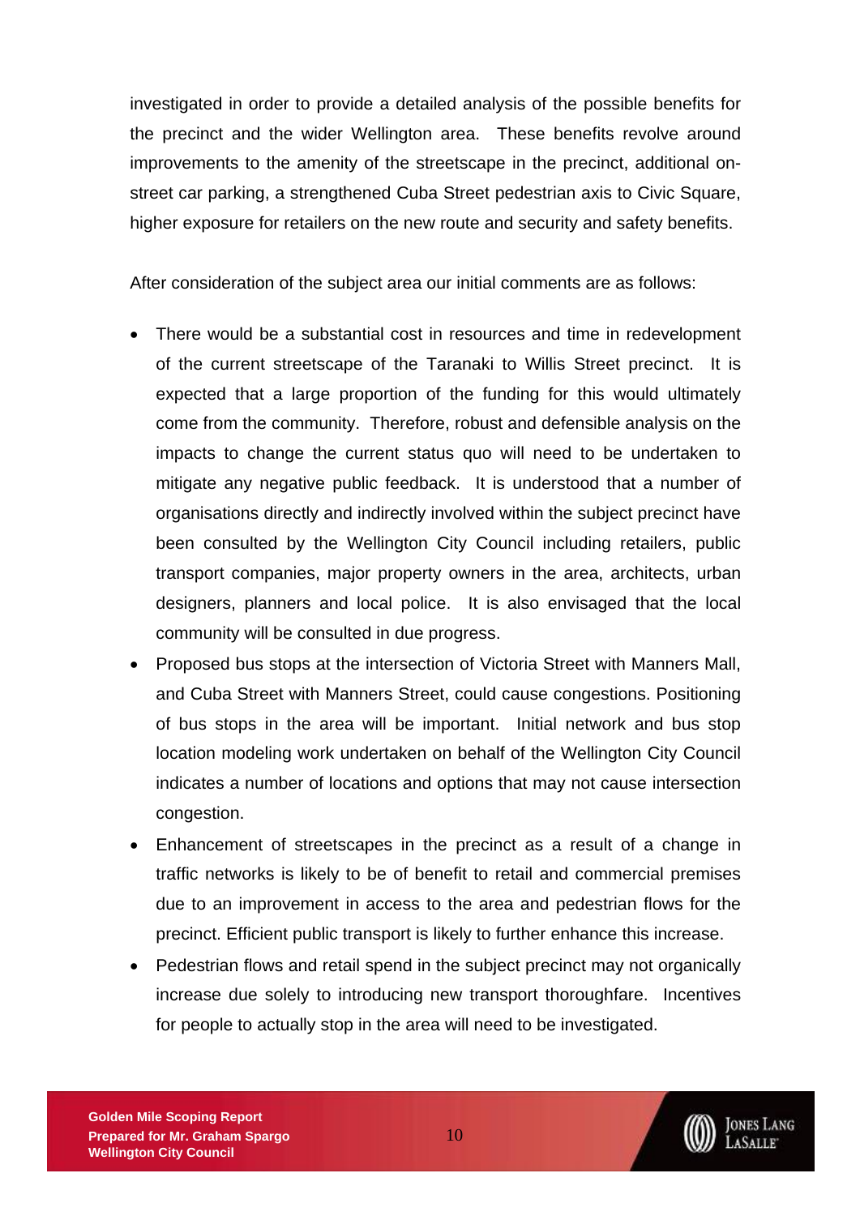investigated in order to provide a detailed analysis of the possible benefits for the precinct and the wider Wellington area. These benefits revolve around improvements to the amenity of the streetscape in the precinct, additional on-street car parking, a strengthened Cuba Street pedestrian axis to Civic Square, higher exposure for retailers on the new route and security and safety benefits.

After consideration of the subject area our initial comments are as follows:

- There would be a substantial cost in resources and time in redevelopment of the current streetscape of the Taranaki to Willis Street precinct. It is expected that a large proportion of the funding for this would ultimately come from the community. Therefore, robust and defensible analysis on the impacts to change the current status quo will need to be undertaken to mitigate any negative public feedback. It is understood that a number of organisations directly and indirectly involved within the subject precinct have been consulted by the Wellington City Council including retailers, public transport companies, major property owners in the area, architects, urban designers, planners and local police. It is also envisaged that the local community will be consulted in due progress.
- Proposed bus stops at the intersection of Victoria Street with Manners Mall, and Cuba Street with Manners Street, could cause congestions. Positioning of bus stops in the area will be important. Initial network and bus stop location modeling work undertaken on behalf of the Wellington City Council indicates a number of locations and options that may not cause intersection congestion.
- Enhancement of streetscapes in the precinct as a result of a change in traffic networks is likely to be of benefit to retail and commercial premises due to an improvement in access to the area and pedestrian flows for the precinct. Efficient public transport is likely to further enhance this increase.
- Pedestrian flows and retail spend in the subject precinct may not organically increase due solely to introducing new transport thoroughfare. Incentives for people to actually stop in the area will need to be investigated.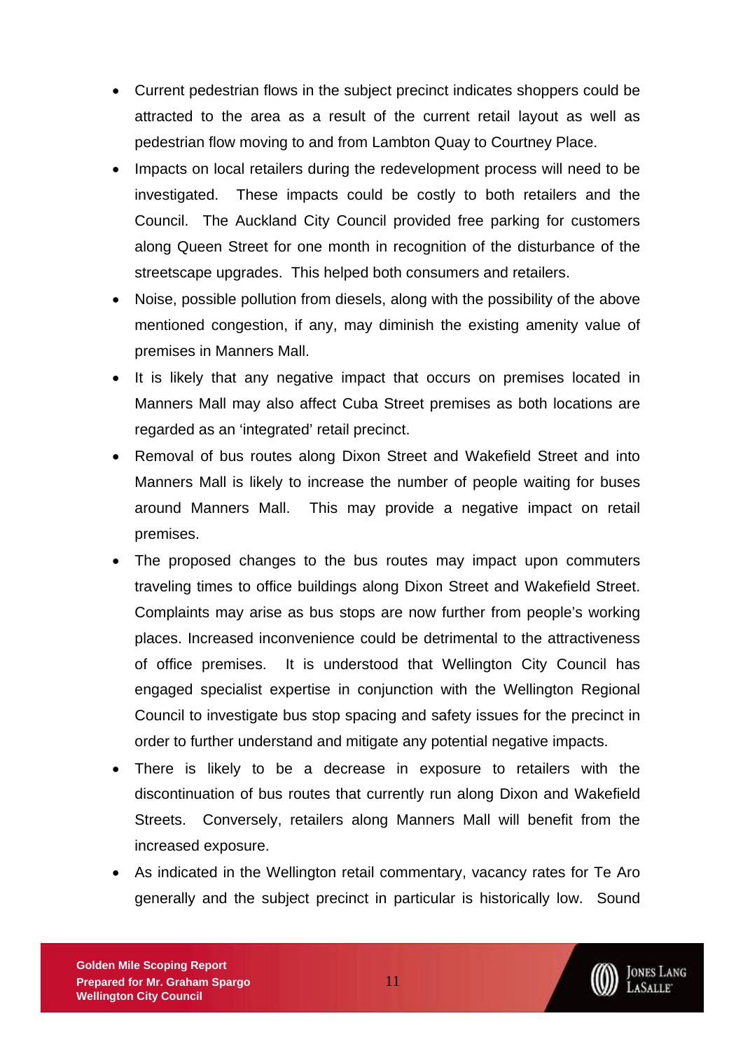- Current pedestrian flows in the subject precinct indicates shoppers could be attracted to the area as a result of the current retail layout as well as pedestrian flow moving to and from Lambton Quay to Courtney Place.
- Impacts on local retailers during the redevelopment process will need to be investigated. These impacts could be costly to both retailers and the Council. The Auckland City Council provided free parking for customers along Queen Street for one month in recognition of the disturbance of the streetscape upgrades. This helped both consumers and retailers.
- Noise, possible pollution from diesels, along with the possibility of the above mentioned congestion, if any, may diminish the existing amenity value of premises in Manners Mall.
- It is likely that any negative impact that occurs on premises located in Manners Mall may also affect Cuba Street premises as both locations are regarded as an 'integrated' retail precinct.
- Removal of bus routes along Dixon Street and Wakefield Street and into Manners Mall is likely to increase the number of people waiting for buses around Manners Mall. This may provide a negative impact on retail premises.
- The proposed changes to the bus routes may impact upon commuters traveling times to office buildings along Dixon Street and Wakefield Street. Complaints may arise as bus stops are now further from people's working places. Increased inconvenience could be detrimental to the attractiveness of office premises. It is understood that Wellington City Council has engaged specialist expertise in conjunction with the Wellington Regional Council to investigate bus stop spacing and safety issues for the precinct in order to further understand and mitigate any potential negative impacts.
- There is likely to be a decrease in exposure to retailers with the discontinuation of bus routes that currently run along Dixon and Wakefield Streets. Conversely, retailers along Manners Mall will benefit from the increased exposure.
- As indicated in the Wellington retail commentary, vacancy rates for Te Aro generally and the subject precinct in particular is historically low. Sound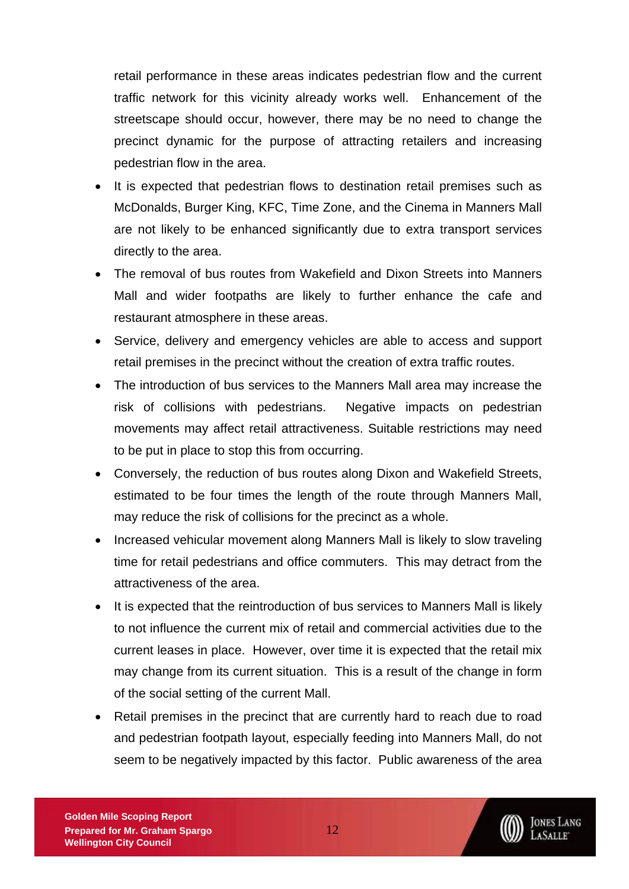retail performance in these areas indicates pedestrian flow and the current traffic network for this vicinity already works well. Enhancement of the streetscape should occur, however, there may be no need to change the precinct dynamic for the purpose of attracting retailers and increasing pedestrian flow in the area.

- It is expected that pedestrian flows to destination retail premises such as McDonalds, Burger King, KFC, Time Zone, and the Cinema in Manners Mall are not likely to be enhanced significantly due to extra transport services directly to the area.
- The removal of bus routes from Wakefield and Dixon Streets into Manners Mall and wider footpaths are likely to further enhance the cafe and restaurant atmosphere in these areas.
- Service, delivery and emergency vehicles are able to access and support retail premises in the precinct without the creation of extra traffic routes.
- The introduction of bus services to the Manners Mall area may increase the risk of collisions with pedestrians. Negative impacts on pedestrian movements may affect retail attractiveness. Suitable restrictions may need to be put in place to stop this from occurring.
- Conversely, the reduction of bus routes along Dixon and Wakefield Streets, estimated to be four times the length of the route through Manners Mall, may reduce the risk of collisions for the precinct as a whole.
- Increased vehicular movement along Manners Mall is likely to slow traveling time for retail pedestrians and office commuters. This may detract from the attractiveness of the area.
- It is expected that the reintroduction of bus services to Manners Mall is likely to not influence the current mix of retail and commercial activities due to the current leases in place. However, over time it is expected that the retail mix may change from its current situation. This is a result of the change in form of the social setting of the current Mall.
- Retail premises in the precinct that are currently hard to reach due to road and pedestrian footpath layout, especially feeding into Manners Mall, do not seem to be negatively impacted by this factor. Public awareness of the area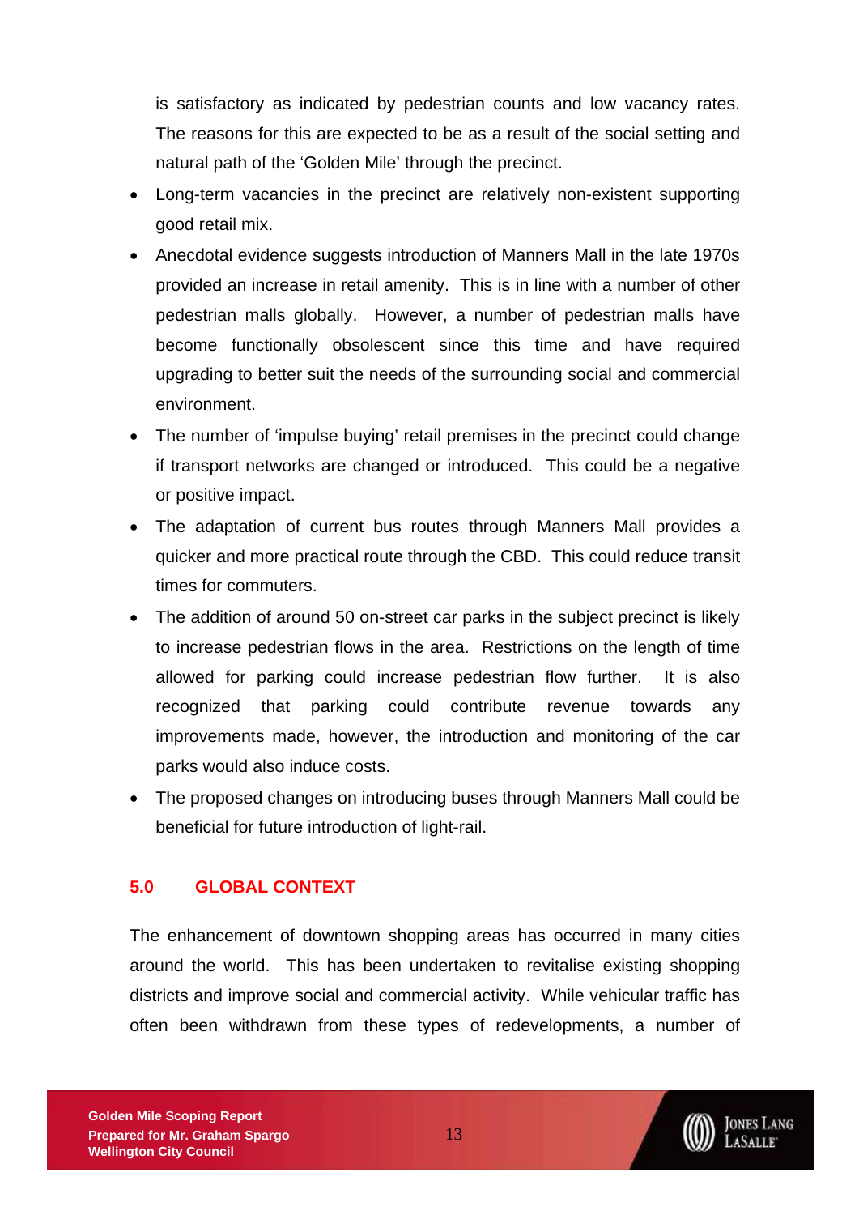is satisfactory as indicated by pedestrian counts and low vacancy rates. The reasons for this are expected to be as a result of the social setting and natural path of the 'Golden Mile' through the precinct.

- Long-term vacancies in the precinct are relatively non-existent supporting good retail mix.
- Anecdotal evidence suggests introduction of Manners Mall in the late 1970s provided an increase in retail amenity. This is in line with a number of other pedestrian malls globally. However, a number of pedestrian malls have become functionally obsolescent since this time and have required upgrading to better suit the needs of the surrounding social and commercial environment.
- The number of 'impulse buying' retail premises in the precinct could change if transport networks are changed or introduced. This could be a negative or positive impact.
- The adaptation of current bus routes through Manners Mall provides a quicker and more practical route through the CBD. This could reduce transit times for commuters.
- The addition of around 50 on-street car parks in the subject precinct is likely to increase pedestrian flows in the area. Restrictions on the length of time allowed for parking could increase pedestrian flow further. It is also recognized that parking could contribute revenue towards any improvements made, however, the introduction and monitoring of the car parks would also induce costs.
- The proposed changes on introducing buses through Manners Mall could be beneficial for future introduction of light-rail.

## 5.0 GLOBAL CONTEXT

The enhancement of downtown shopping areas has occurred in many cities around the world. This has been undertaken to revitalise existing shopping districts and improve social and commercial activity. While vehicular traffic has often been withdrawn from these types of redevelopments, a number of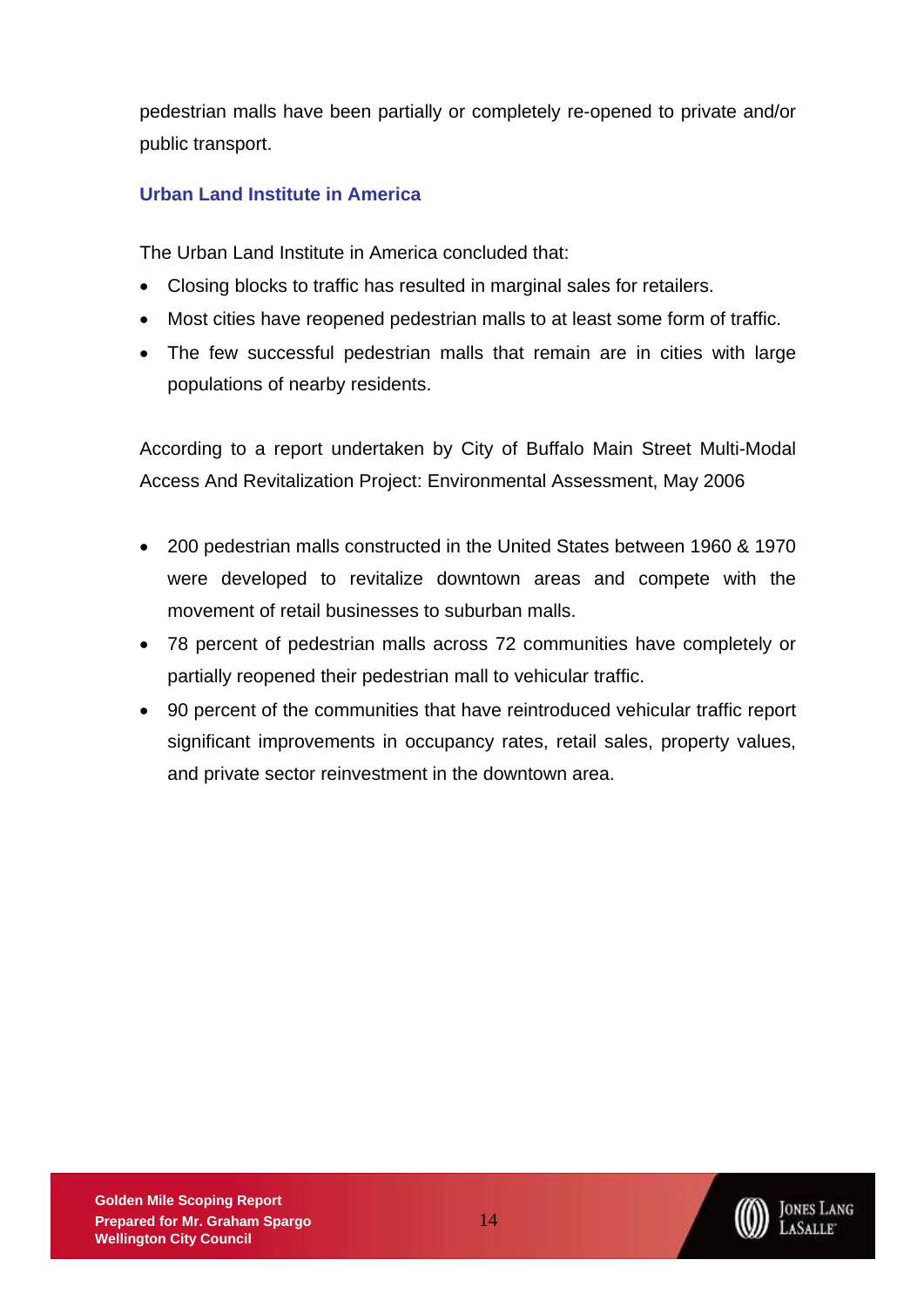pedestrian malls have been partially or completely re-opened to private and/or public transport.

### Urban Land Institute in America

The Urban Land Institute in America concluded that:

- Closing blocks to traffic has resulted in marginal sales for retailers.
- Most cities have reopened pedestrian malls to at least some form of traffic.
- The few successful pedestrian malls that remain are in cities with large populations of nearby residents.

According to a report undertaken by City of Buffalo Main Street Multi-Modal Access And Revitalization Project: Environmental Assessment, May 2006

- 200 pedestrian malls constructed in the United States between 1960 & 1970 were developed to revitalize downtown areas and compete with the movement of retail businesses to suburban malls.
- 78 percent of pedestrian malls across 72 communities have completely or partially reopened their pedestrian mall to vehicular traffic.
- 90 percent of the communities that have reintroduced vehicular traffic report significant improvements in occupancy rates, retail sales, property values, and private sector reinvestment in the downtown area.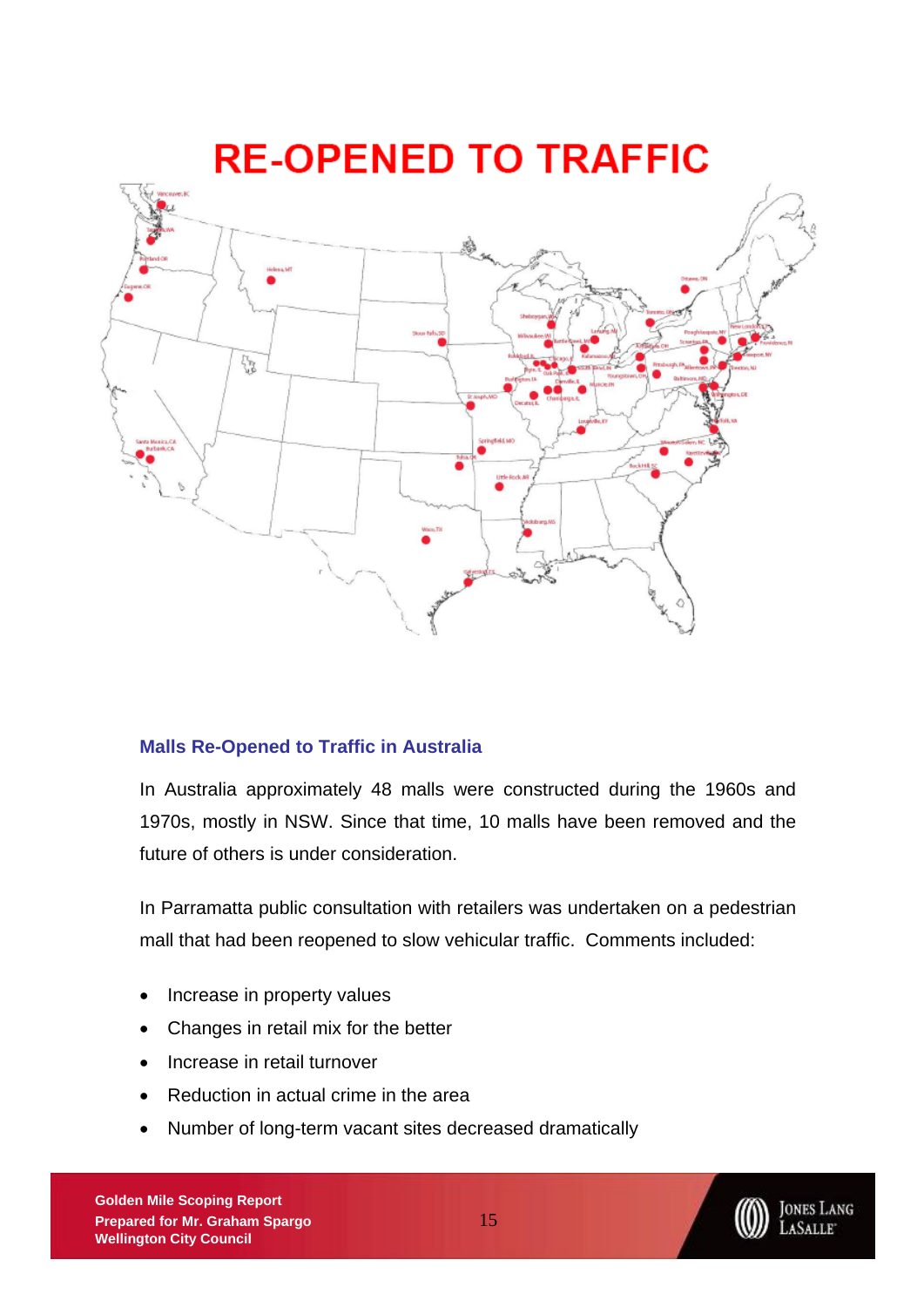# RE-OPENED TO TRAFFIC

### Malls Re-Opened to Traffic in Australia

In Australia approximately 48 malls were constructed during the 1960s and 1970s, mostly in NSW. Since that time, 10 malls have been removed and the future of others is under consideration.

In Parramatta public consultation with retailers was undertaken on a pedestrian mall that had been reopened to slow vehicular traffic. Comments included:

- Increase in property values
- Changes in retail mix for the better
- Increase in retail turnover
- Reduction in actual crime in the area
- Number of long-term vacant sites decreased dramatically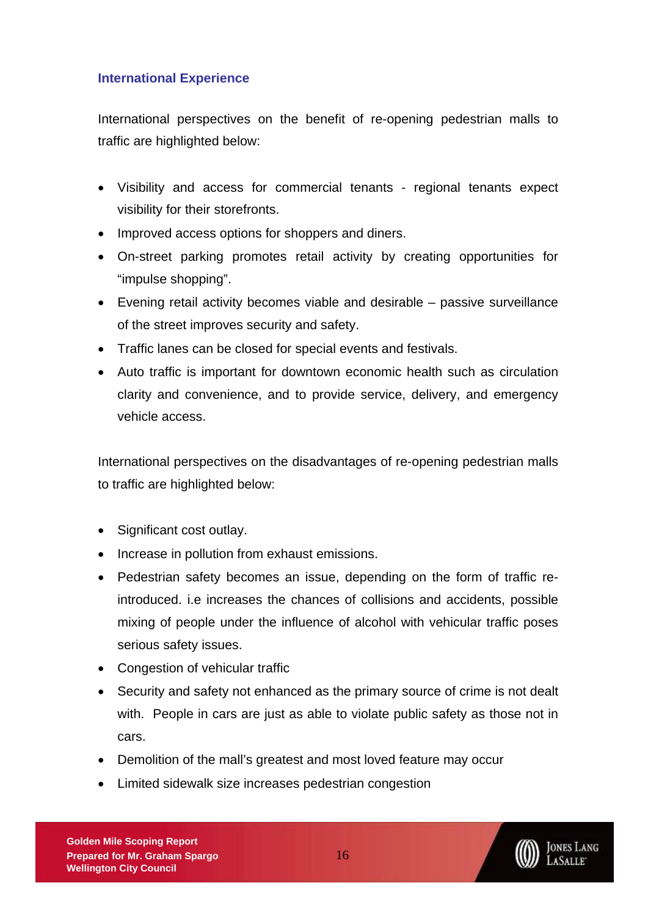### International Experience

International perspectives on the benefit of re-opening pedestrian malls to traffic are highlighted below:

- Visibility and access for commercial tenants - regional tenants expect visibility for their storefronts.
- Improved access options for shoppers and diners.
- On-street parking promotes retail activity by creating opportunities for "impulse shopping".
- Evening retail activity becomes viable and desirable – passive surveillance of the street improves security and safety.
- Traffic lanes can be closed for special events and festivals.
- Auto traffic is important for downtown economic health such as circulation clarity and convenience, and to provide service, delivery, and emergency vehicle access.

International perspectives on the disadvantages of re-opening pedestrian malls to traffic are highlighted below:

- Significant cost outlay.
- Increase in pollution from exhaust emissions.
- Pedestrian safety becomes an issue, depending on the form of traffic re-introduced. i.e increases the chances of collisions and accidents, possible mixing of people under the influence of alcohol with vehicular traffic poses serious safety issues.
- Congestion of vehicular traffic
- Security and safety not enhanced as the primary source of crime is not dealt with. People in cars are just as able to violate public safety as those not in cars.
- Demolition of the mall's greatest and most loved feature may occur
- Limited sidewalk size increases pedestrian congestion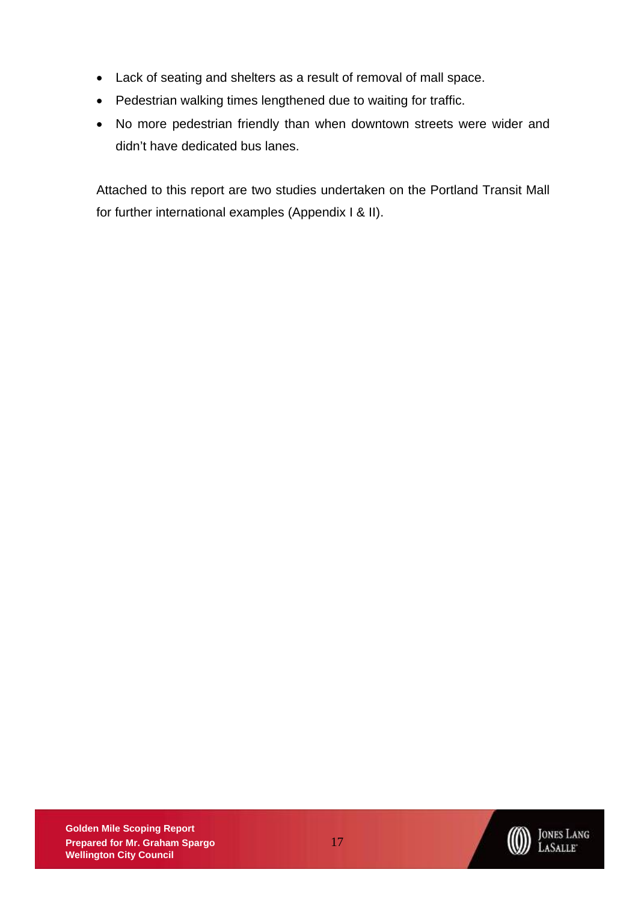- Lack of seating and shelters as a result of removal of mall space.
- Pedestrian walking times lengthened due to waiting for traffic.
- No more pedestrian friendly than when downtown streets were wider and didn't have dedicated bus lanes.

Attached to this report are two studies undertaken on the Portland Transit Mall for further international examples (Appendix I & II).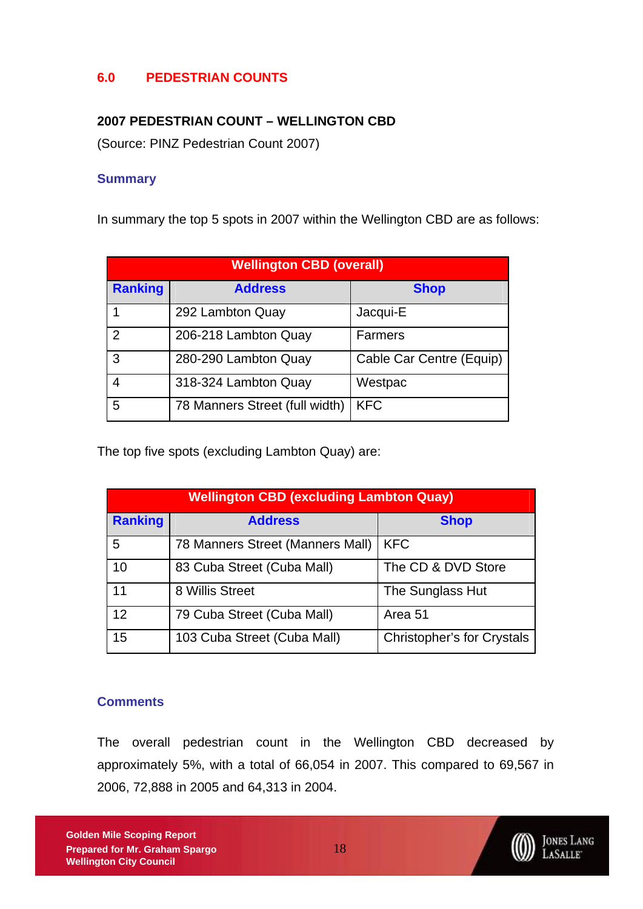## 6.0 PEDESTRIAN COUNTS

**2007 PEDESTRIAN COUNT – WELLINGTON CBD**

(Source: PINZ Pedestrian Count 2007)

### Summary

In summary the top 5 spots in 2007 within the Wellington CBD are as follows:

| Wellington CBD (overall) | | |
|---|---|---|
| **Ranking** | **Address** | **Shop** |
| 1 | 292 Lambton Quay | Jacqui-E |
| 2 | 206-218 Lambton Quay | Farmers |
| 3 | 280-290 Lambton Quay | Cable Car Centre (Equip) |
| 4 | 318-324 Lambton Quay | Westpac |
| 5 | 78 Manners Street (full width) | KFC |

The top five spots (excluding Lambton Quay) are:

| Wellington CBD (excluding Lambton Quay) | | |
|---|---|---|
| **Ranking** | **Address** | **Shop** |
| 5 | 78 Manners Street (Manners Mall) | KFC |
| 10 | 83 Cuba Street (Cuba Mall) | The CD & DVD Store |
| 11 | 8 Willis Street | The Sunglass Hut |
| 12 | 79 Cuba Street (Cuba Mall) | Area 51 |
| 15 | 103 Cuba Street (Cuba Mall) | Christopher's for Crystals |

### Comments

The overall pedestrian count in the Wellington CBD decreased by approximately 5%, with a total of 66,054 in 2007. This compared to 69,567 in 2006, 72,888 in 2005 and 64,313 in 2004.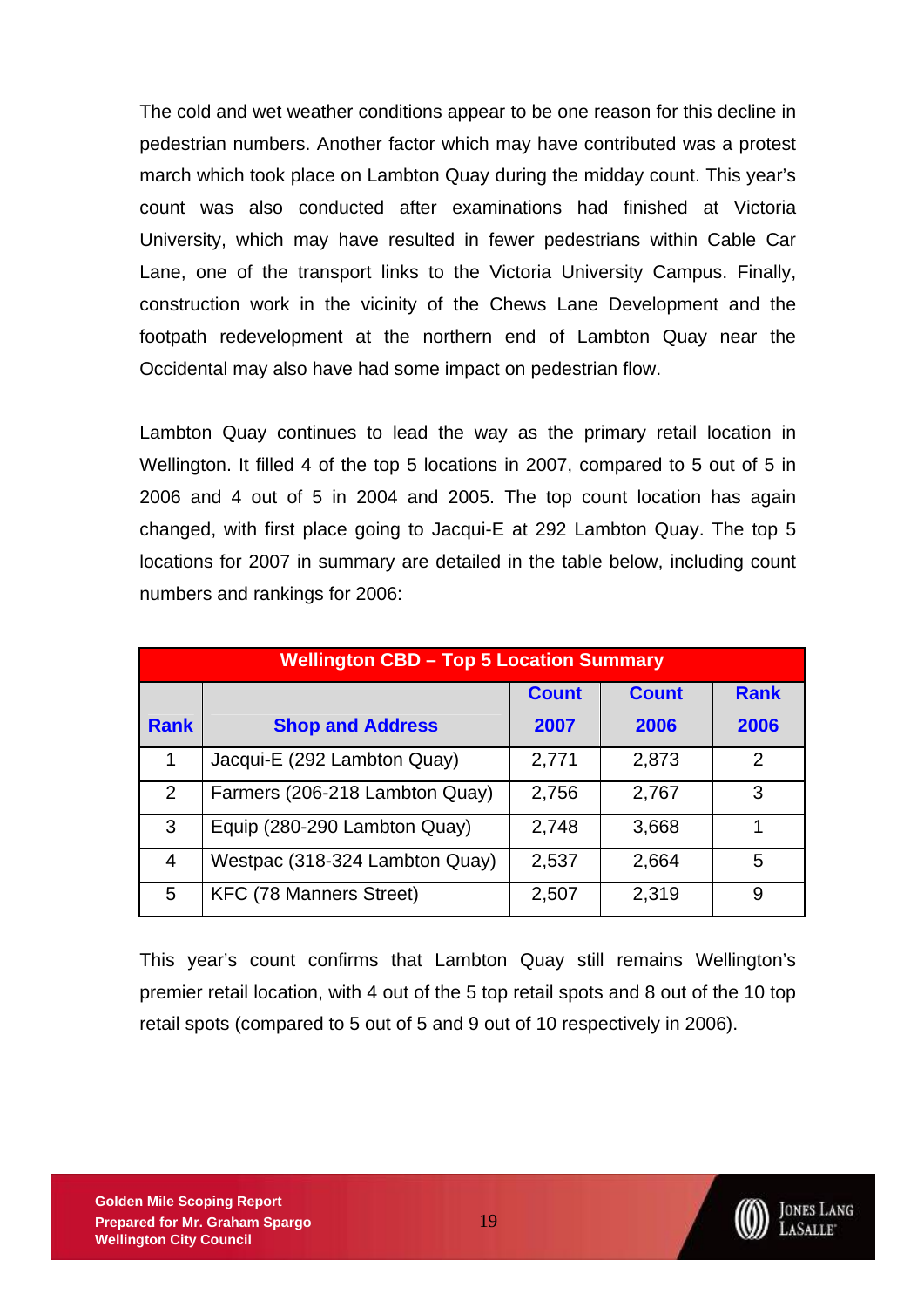The cold and wet weather conditions appear to be one reason for this decline in pedestrian numbers. Another factor which may have contributed was a protest march which took place on Lambton Quay during the midday count. This year's count was also conducted after examinations had finished at Victoria University, which may have resulted in fewer pedestrians within Cable Car Lane, one of the transport links to the Victoria University Campus. Finally, construction work in the vicinity of the Chews Lane Development and the footpath redevelopment at the northern end of Lambton Quay near the Occidental may also have had some impact on pedestrian flow.

Lambton Quay continues to lead the way as the primary retail location in Wellington. It filled 4 of the top 5 locations in 2007, compared to 5 out of 5 in 2006 and 4 out of 5 in 2004 and 2005. The top count location has again changed, with first place going to Jacqui-E at 292 Lambton Quay. The top 5 locations for 2007 in summary are detailed in the table below, including count numbers and rankings for 2006:

**Wellington CBD – Top 5 Location Summary**

| Rank | Shop and Address | Count 2007 | Count 2006 | Rank 2006 |
|---|---|---|---|---|
| 1 | Jacqui-E (292 Lambton Quay) | 2,771 | 2,873 | 2 |
| 2 | Farmers (206-218 Lambton Quay) | 2,756 | 2,767 | 3 |
| 3 | Equip (280-290 Lambton Quay) | 2,748 | 3,668 | 1 |
| 4 | Westpac (318-324 Lambton Quay) | 2,537 | 2,664 | 5 |
| 5 | KFC (78 Manners Street) | 2,507 | 2,319 | 9 |

This year's count confirms that Lambton Quay still remains Wellington's premier retail location, with 4 out of the 5 top retail spots and 8 out of the 10 top retail spots (compared to 5 out of 5 and 9 out of 10 respectively in 2006).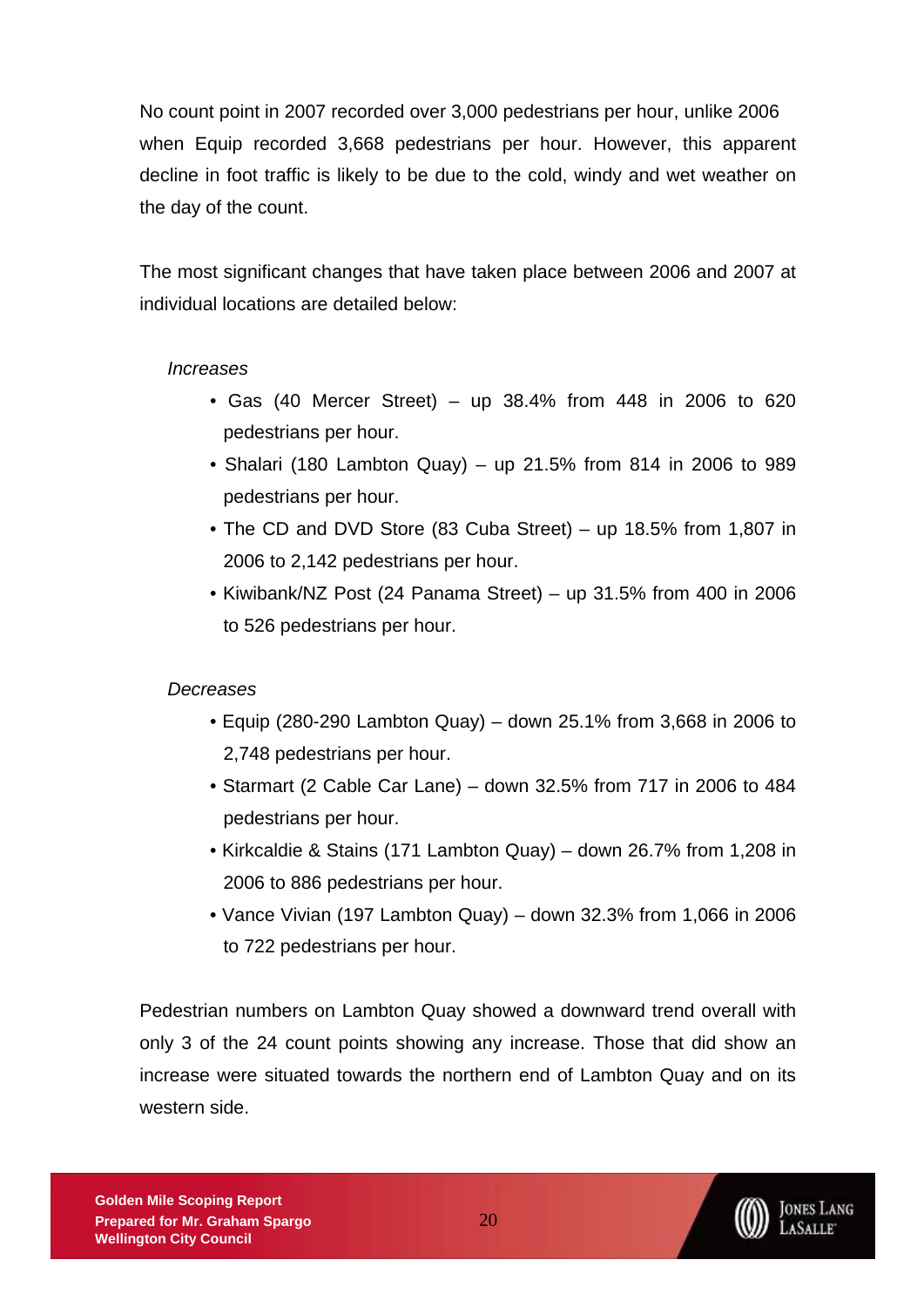No count point in 2007 recorded over 3,000 pedestrians per hour, unlike 2006 when Equip recorded 3,668 pedestrians per hour. However, this apparent decline in foot traffic is likely to be due to the cold, windy and wet weather on the day of the count.

The most significant changes that have taken place between 2006 and 2007 at individual locations are detailed below:

*Increases*

- Gas (40 Mercer Street) – up 38.4% from 448 in 2006 to 620 pedestrians per hour.
- Shalari (180 Lambton Quay) – up 21.5% from 814 in 2006 to 989 pedestrians per hour.
- The CD and DVD Store (83 Cuba Street) – up 18.5% from 1,807 in 2006 to 2,142 pedestrians per hour.
- Kiwibank/NZ Post (24 Panama Street) – up 31.5% from 400 in 2006 to 526 pedestrians per hour.

*Decreases*

- Equip (280-290 Lambton Quay) – down 25.1% from 3,668 in 2006 to 2,748 pedestrians per hour.
- Starmart (2 Cable Car Lane) – down 32.5% from 717 in 2006 to 484 pedestrians per hour.
- Kirkcaldie & Stains (171 Lambton Quay) – down 26.7% from 1,208 in 2006 to 886 pedestrians per hour.
- Vance Vivian (197 Lambton Quay) – down 32.3% from 1,066 in 2006 to 722 pedestrians per hour.

Pedestrian numbers on Lambton Quay showed a downward trend overall with only 3 of the 24 count points showing any increase. Those that did show an increase were situated towards the northern end of Lambton Quay and on its western side.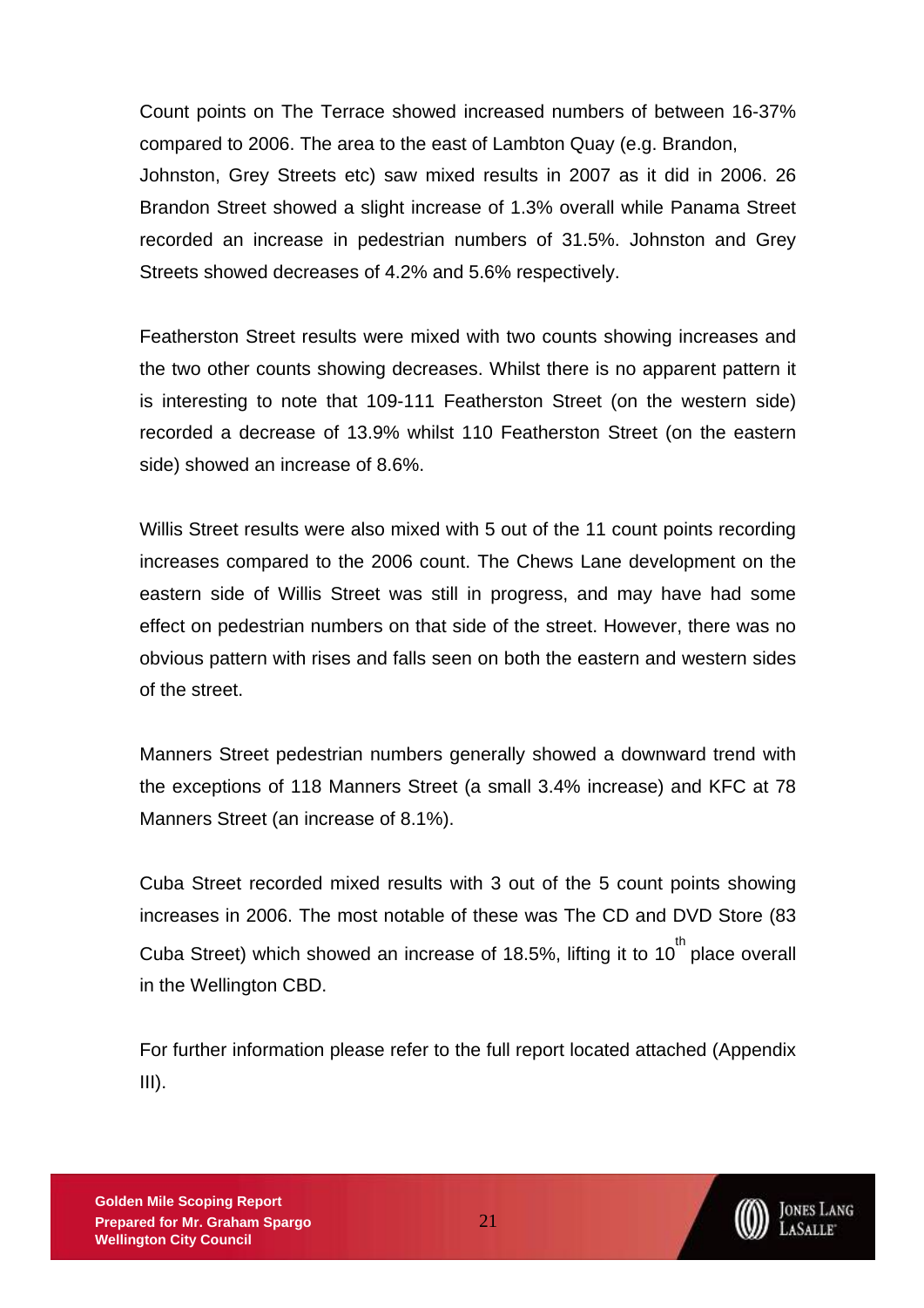Count points on The Terrace showed increased numbers of between 16-37% compared to 2006. The area to the east of Lambton Quay (e.g. Brandon, Johnston, Grey Streets etc) saw mixed results in 2007 as it did in 2006. 26 Brandon Street showed a slight increase of 1.3% overall while Panama Street recorded an increase in pedestrian numbers of 31.5%. Johnston and Grey Streets showed decreases of 4.2% and 5.6% respectively.

Featherston Street results were mixed with two counts showing increases and the two other counts showing decreases. Whilst there is no apparent pattern it is interesting to note that 109-111 Featherston Street (on the western side) recorded a decrease of 13.9% whilst 110 Featherston Street (on the eastern side) showed an increase of 8.6%.

Willis Street results were also mixed with 5 out of the 11 count points recording increases compared to the 2006 count. The Chews Lane development on the eastern side of Willis Street was still in progress, and may have had some effect on pedestrian numbers on that side of the street. However, there was no obvious pattern with rises and falls seen on both the eastern and western sides of the street.

Manners Street pedestrian numbers generally showed a downward trend with the exceptions of 118 Manners Street (a small 3.4% increase) and KFC at 78 Manners Street (an increase of 8.1%).

Cuba Street recorded mixed results with 3 out of the 5 count points showing increases in 2006. The most notable of these was The CD and DVD Store (83 Cuba Street) which showed an increase of 18.5%, lifting it to 10th place overall in the Wellington CBD.

For further information please refer to the full report located attached (Appendix III).